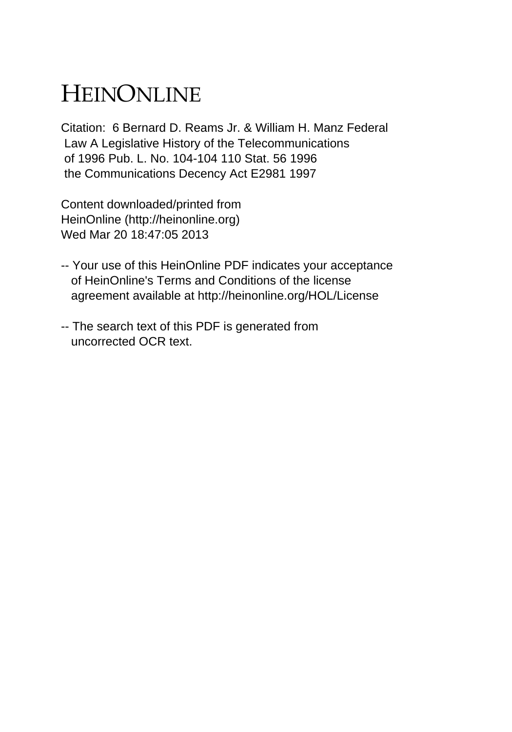# HEINONLINE

Citation: 6 Bernard D. Reams Jr. & William H. Manz Federal Law A Legislative History of the Telecommunications of 1996 Pub. L. No. 104-104 110 Stat. 56 1996 the Communications Decency Act E2981 1997

Content downloaded/printed from HeinOnline (http://heinonline.org)
Wed Mar 20 18:47:05 2013

-- Your use of this HeinOnline PDF indicates your acceptance of HeinOnline's Terms and Conditions of the license agreement available at http://heinonline.org/HOL/License

-- The search text of this PDF is generated from uncorrected OCR text.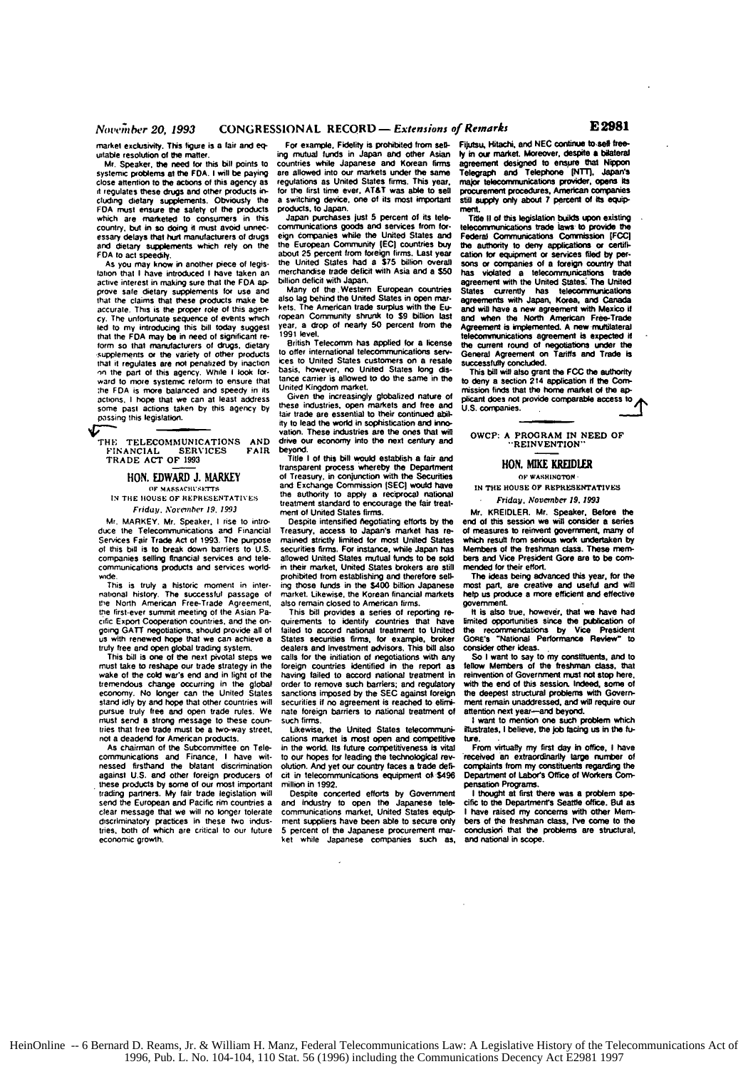market exclusivity. This figure is a fair and equitable resolution of the matter.

Mr. Speaker, the need for this bill points to systemic problems at the FDA. I will be paying close attention to the actions of this agency as it regulates these drugs and other products including dietary supplements. Obviously the FDA must ensure the safety of the products which are marketed to consumers in this country, but in so doing it must avoid unnecessary delays that hurt manufacturers of drugs and dietary supplements which rely on the FDA to act speedily.

As you may know in another piece of legislation that I have introduced I have taken an active interest in making sure that the FDA approve safe dietary supplements for use and that the claims that these products make be accurate. This is the proper role of this agency. The unfortunate sequence of events which led to my introducing this bill today suggest that the FDA may be in need of significant reform so that manufacturers of drugs, dietary supplements or the variety of other products that it regulates are not penalized by inaction on the part of this agency. While I look forward to more systemic reform to ensure that the FDA is more balanced and speedy in its actions, I hope that we can at least address some past actions taken by this agency by passing this legislation.

---

## THE TELECOMMUNICATIONS AND FINANCIAL SERVICES FAIR TRADE ACT OF 1993

### HON. EDWARD J. MARKEY

OF MASSACHUSETTS

IN THE HOUSE OF REPRESENTATIVES

*Friday, November 19, 1993*

Mr. MARKEY. Mr. Speaker, I rise to introduce the Telecommunications and Financial Services Fair Trade Act of 1993. The purpose of this bill is to break down barriers to U.S. companies selling financial services and telecommunications products and services worldwide.

This is truly a historic moment in international history. The successful passage of the North American Free-Trade Agreement, the first-ever summit meeting of the Asian Pacific Export Cooperation countries, and the ongoing GATT negotiations, should provide all of us with renewed hope that we can achieve a truly free and open global trading system.

This bill is one of the next pivotal steps we must take to reshape our trade strategy in the wake of the cold war's end and in light of the tremendous change occurring in the global economy. No longer can the United States stand idly by and hope that other countries will pursue truly free and open trade rules. We must send a strong message to these countries that free trade must be a two-way street, not a deadend for American products.

As chairman of the Subcommittee on Telecommunications and Finance, I have witnessed firsthand the blatant discrimination against U.S. and other foreign producers of these products by some of our most important trading partners. My fair trade legislation will send the European and Pacific rim countries a clear message that we will no longer tolerate discriminatory practices in these two industries, both of which are critical to our future economic growth.

For example, Fidelity is prohibited from selling mutual funds in Japan and other Asian countries while Japanese and Korean firms are allowed into our markets under the same regulations as United States firms. This year, for the first time ever, AT&T was able to sell a switching device, one of its most important products, to Japan.

Japan purchases just 5 percent of its telecommunications goods and services from foreign companies while the United States and the European Community [EC] countries buy about 25 percent from foreign firms. Last year the United States had a $75 billion overall merchandise trade deficit with Asia and a $50 billion deficit with Japan.

Many of the Western European countries also lag behind the United States in open markets. The American trade surplus with the European Community shrunk to $9 billion last year, a drop of nearly 50 percent from the 1991 level.

British Telecomm has applied for a license to offer international telecommunications services to United States customers on a resale basis, however, no United States long distance carrier is allowed to do the same in the United Kingdom market.

Given the increasingly globalized nature of these industries, open markets and free and fair trade are essential to their continued ability to lead the world in sophistication and innovation. These industries are the ones that will drive our economy into the next century and beyond.

Title I of this bill would establish a fair and transparent process whereby the Department of Treasury, in conjunction with the Securities and Exchange Commission [SEC] would have the authority to apply a reciprocal national treatment standard to encourage the fair treatment of United States firms.

Despite intensified negotiating efforts by the Treasury, access to Japan's market has remained strictly limited for most United States securities firms. For instance, while Japan has allowed United States mutual funds to be sold in their market, United States brokers are still prohibited from establishing and therefore selling those funds in the $400 billion Japanese market. Likewise, the Korean financial markets also remain closed to American firms.

This bill provides a series of reporting requirements to identify countries that have failed to accord national treatment to United States securities firms, for example, broker dealers and investment advisors. This bill also calls for the initiation of negotiations with any foreign countries identified in the report as having failed to accord national treatment in order to remove such barriers; and regulatory sanctions imposed by the SEC against foreign securities if no agreement is reached to eliminate foreign barriers to national treatment of such firms.

Likewise, the United States telecommunications market is most open and competitive in the world. Its future competitiveness is vital to our hopes for leading the technological revolution. And yet our country faces a trade deficit in telecommunications equipment of $496 million in 1992.

Despite concerted efforts by Government and industry to open the Japanese telecommunications market, United States equipment suppliers have been able to secure only 5 percent of the Japanese procurement market while Japanese companies such as, Fujitsu, Hitachi, and NEC continue to sell freely in our market. Moreover, despite a bilateral agreement designed to ensure that Nippon Telegraph and Telephone [NTT], Japan's major telecommunications provider, opens its procurement procedures, American companies still supply only about 7 percent of its equipment.

Title II of this legislation builds upon existing telecommunications trade laws to provide the Federal Communications Commission [FCC] the authority to deny applications or certification for equipment or services filed by persons or companies of a foreign country that has violated a telecommunications trade agreement with the United States. The United States currently has telecommunications agreements with Japan, Korea, and Canada and will have a new agreement with Mexico if and when the North American Free-Trade Agreement is implemented. A new multilateral telecommunications agreement is expected if the current round of negotiations under the General Agreement on Tariffs and Trade is successfully concluded.

This bill will also grant the FCC the authority to deny a section 214 application if the Commission finds that the home market of the applicant does not provide comparable access to U.S. companies.

---

## OWCP: A PROGRAM IN NEED OF "REINVENTION"

### HON. MIKE KREIDLER

OF WASHINGTON

IN THE HOUSE OF REPRESENTATIVES

*Friday, November 19, 1993*

Mr. KREIDLER. Mr. Speaker, Before the end of this session we will consider a series of measures to reinvent government, many of which result from serious work undertaken by Members of the freshman class. These members and Vice President Gore are to be commended for their effort.

The ideas being advanced this year, for the most part, are creative and useful and will help us produce a more efficient and effective government.

It is also true, however, that we have had limited opportunities since the publication of the recommendations by Vice President GORE's "National Performance Review" to consider other ideas.

So I want to say to my constituents, and to fellow Members of the freshman class, that reinvention of Government must not stop here, with the end of this session. Indeed, some of the deepest structural problems with Government remain unaddressed, and will require our attention next year—and beyond.

I want to mention one such problem which illustrates, I believe, the job facing us in the future.

From virtually my first day in office, I have received an extraordinarily large number of complaints from my constituents regarding the Department of Labor's Office of Workers Compensation Programs.

I thought at first there was a problem specific to the Department's Seattle office. But as I have raised my concerns with other Members of the freshman class, I've come to the conclusion that the problems are structural, and national in scope.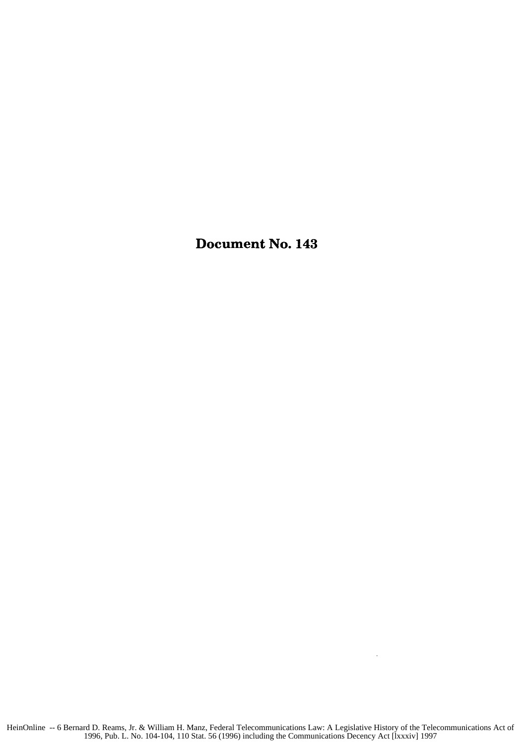# Document No. 143